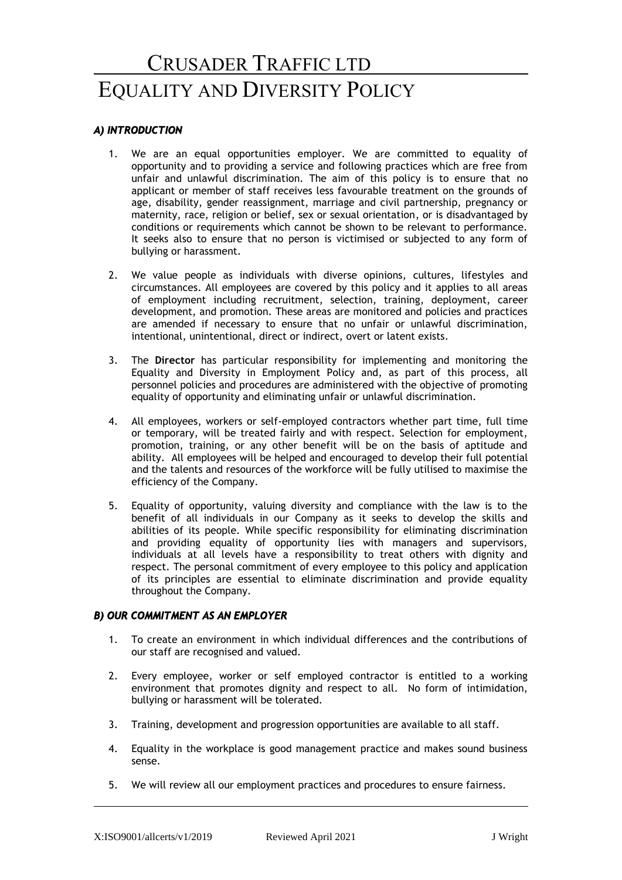# Crusader Traffic Ltd

# Equality and Diversity Policy

### ***A) INTRODUCTION***

1. We are an equal opportunities employer. We are committed to equality of opportunity and to providing a service and following practices which are free from unfair and unlawful discrimination. The aim of this policy is to ensure that no applicant or member of staff receives less favourable treatment on the grounds of age, disability, gender reassignment, marriage and civil partnership, pregnancy or maternity, race, religion or belief, sex or sexual orientation, or is disadvantaged by conditions or requirements which cannot be shown to be relevant to performance. It seeks also to ensure that no person is victimised or subjected to any form of bullying or harassment.

2. We value people as individuals with diverse opinions, cultures, lifestyles and circumstances. All employees are covered by this policy and it applies to all areas of employment including recruitment, selection, training, deployment, career development, and promotion. These areas are monitored and policies and practices are amended if necessary to ensure that no unfair or unlawful discrimination, intentional, unintentional, direct or indirect, overt or latent exists.

3. The **Director** has particular responsibility for implementing and monitoring the Equality and Diversity in Employment Policy and, as part of this process, all personnel policies and procedures are administered with the objective of promoting equality of opportunity and eliminating unfair or unlawful discrimination.

4. All employees, workers or self-employed contractors whether part time, full time or temporary, will be treated fairly and with respect. Selection for employment, promotion, training, or any other benefit will be on the basis of aptitude and ability. All employees will be helped and encouraged to develop their full potential and the talents and resources of the workforce will be fully utilised to maximise the efficiency of the Company.

5. Equality of opportunity, valuing diversity and compliance with the law is to the benefit of all individuals in our Company as it seeks to develop the skills and abilities of its people. While specific responsibility for eliminating discrimination and providing equality of opportunity lies with managers and supervisors, individuals at all levels have a responsibility to treat others with dignity and respect. The personal commitment of every employee to this policy and application of its principles are essential to eliminate discrimination and provide equality throughout the Company.

### ***B) OUR COMMITMENT AS AN EMPLOYER***

1. To create an environment in which individual differences and the contributions of our staff are recognised and valued.

2. Every employee, worker or self employed contractor is entitled to a working environment that promotes dignity and respect to all. No form of intimidation, bullying or harassment will be tolerated.

3. Training, development and progression opportunities are available to all staff.

4. Equality in the workplace is good management practice and makes sound business sense.

5. We will review all our employment practices and procedures to ensure fairness.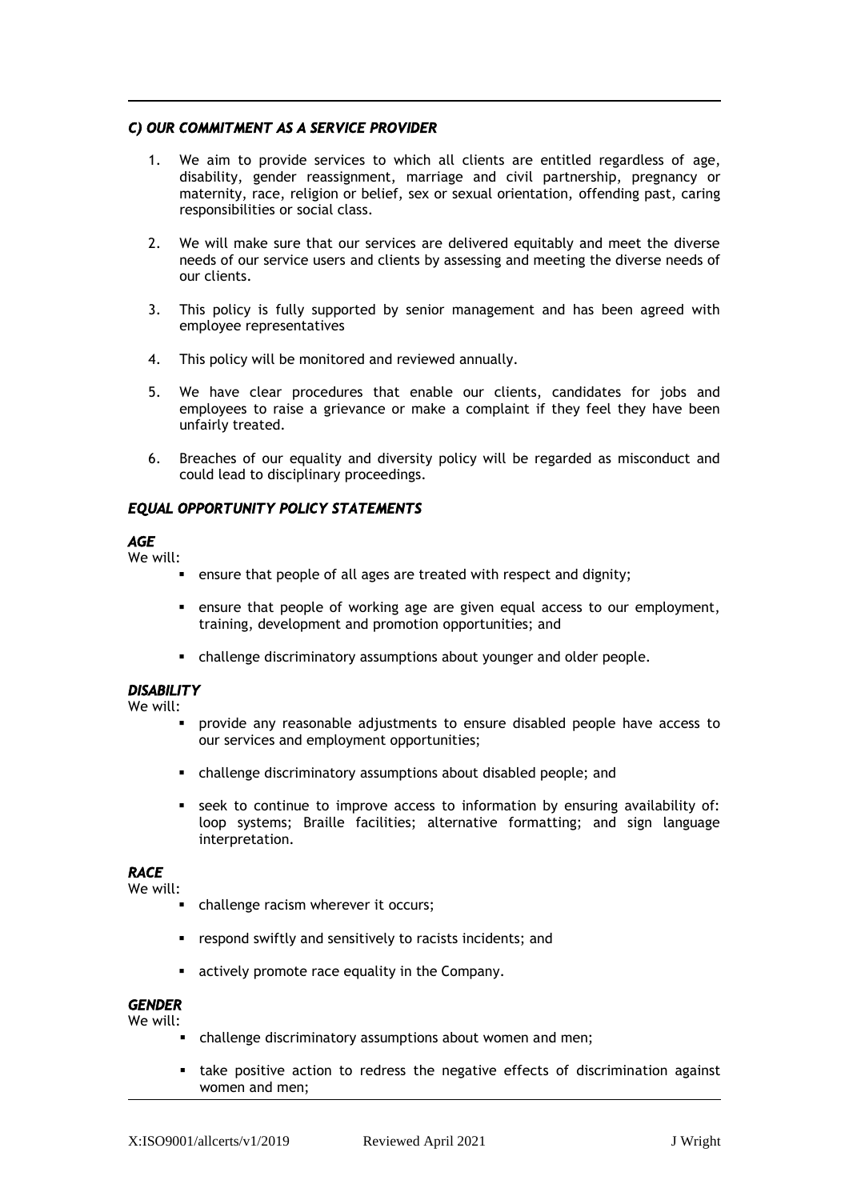### *C) OUR COMMITMENT AS A SERVICE PROVIDER*

1. We aim to provide services to which all clients are entitled regardless of age, disability, gender reassignment, marriage and civil partnership, pregnancy or maternity, race, religion or belief, sex or sexual orientation, offending past, caring responsibilities or social class.

2. We will make sure that our services are delivered equitably and meet the diverse needs of our service users and clients by assessing and meeting the diverse needs of our clients.

3. This policy is fully supported by senior management and has been agreed with employee representatives

4. This policy will be monitored and reviewed annually.

5. We have clear procedures that enable our clients, candidates for jobs and employees to raise a grievance or make a complaint if they feel they have been unfairly treated.

6. Breaches of our equality and diversity policy will be regarded as misconduct and could lead to disciplinary proceedings.

### *EQUAL OPPORTUNITY POLICY STATEMENTS*

#### *AGE*

We will:

- ensure that people of all ages are treated with respect and dignity;
- ensure that people of working age are given equal access to our employment, training, development and promotion opportunities; and
- challenge discriminatory assumptions about younger and older people.

#### *DISABILITY*

We will:

- provide any reasonable adjustments to ensure disabled people have access to our services and employment opportunities;
- challenge discriminatory assumptions about disabled people; and
- seek to continue to improve access to information by ensuring availability of: loop systems; Braille facilities; alternative formatting; and sign language interpretation.

#### *RACE*

We will:

- challenge racism wherever it occurs;
- respond swiftly and sensitively to racists incidents; and
- actively promote race equality in the Company.

#### *GENDER*

We will:

- challenge discriminatory assumptions about women and men;
- take positive action to redress the negative effects of discrimination against women and men;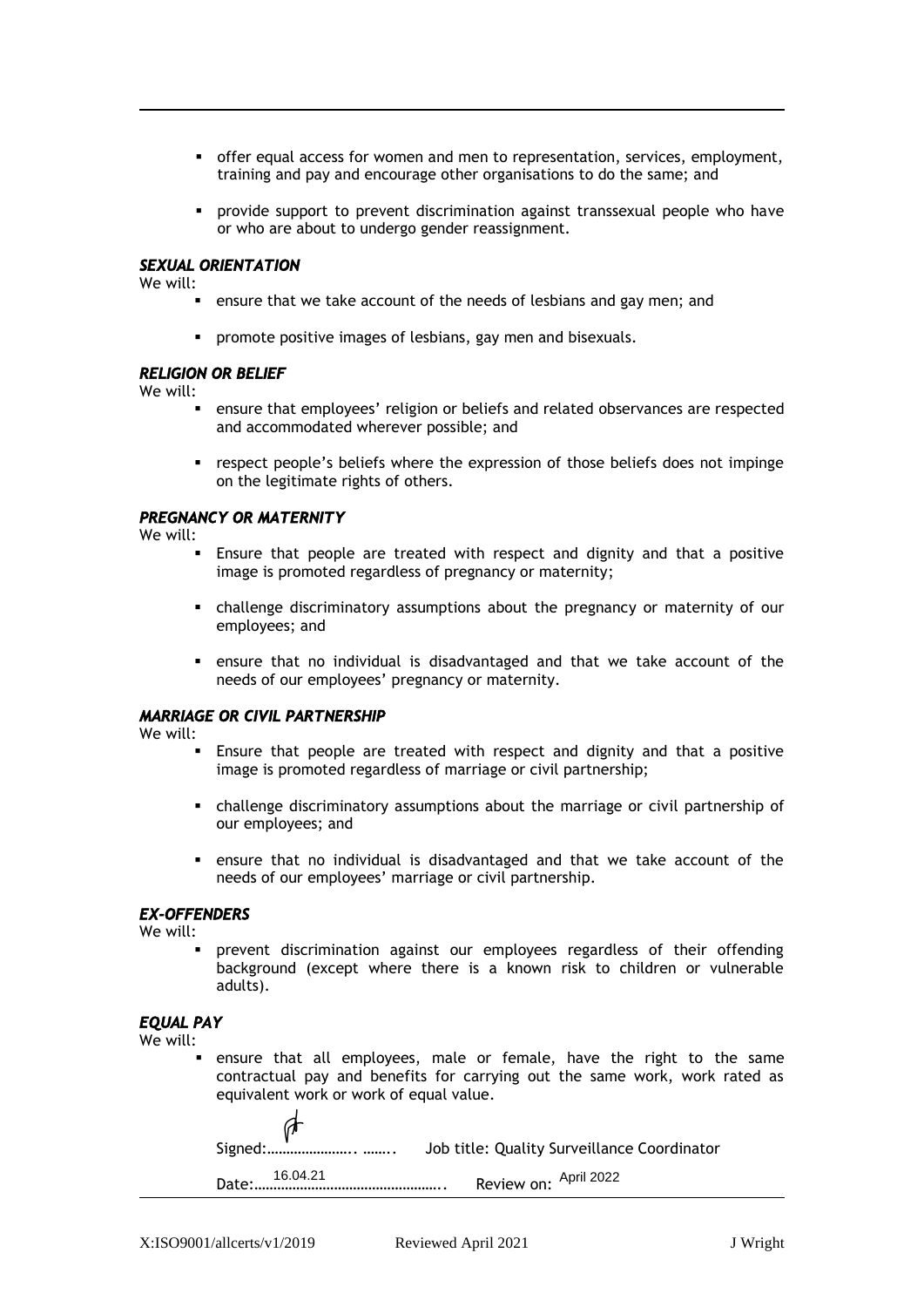- offer equal access for women and men to representation, services, employment, training and pay and encourage other organisations to do the same; and
- provide support to prevent discrimination against transsexual people who have or who are about to undergo gender reassignment.

### *SEXUAL ORIENTATION*

We will:

- ensure that we take account of the needs of lesbians and gay men; and
- promote positive images of lesbians, gay men and bisexuals.

### *RELIGION OR BELIEF*

We will:

- ensure that employees' religion or beliefs and related observances are respected and accommodated wherever possible; and
- respect people's beliefs where the expression of those beliefs does not impinge on the legitimate rights of others.

### *PREGNANCY OR MATERNITY*

We will:

- Ensure that people are treated with respect and dignity and that a positive image is promoted regardless of pregnancy or maternity;
- challenge discriminatory assumptions about the pregnancy or maternity of our employees; and
- ensure that no individual is disadvantaged and that we take account of the needs of our employees' pregnancy or maternity.

### *MARRIAGE OR CIVIL PARTNERSHIP*

We will:

- Ensure that people are treated with respect and dignity and that a positive image is promoted regardless of marriage or civil partnership;
- challenge discriminatory assumptions about the marriage or civil partnership of our employees; and
- ensure that no individual is disadvantaged and that we take account of the needs of our employees' marriage or civil partnership.

### *EX-OFFENDERS*

We will:

- prevent discrimination against our employees regardless of their offending background (except where there is a known risk to children or vulnerable adults).

### *EQUAL PAY*

We will:

- ensure that all employees, male or female, have the right to the same contractual pay and benefits for carrying out the same work, work rated as equivalent work or work of equal value.

Signed:………………….. …….. Job title: Quality Surveillance Coordinator

Date: 16.04.21 Review on: April 2022